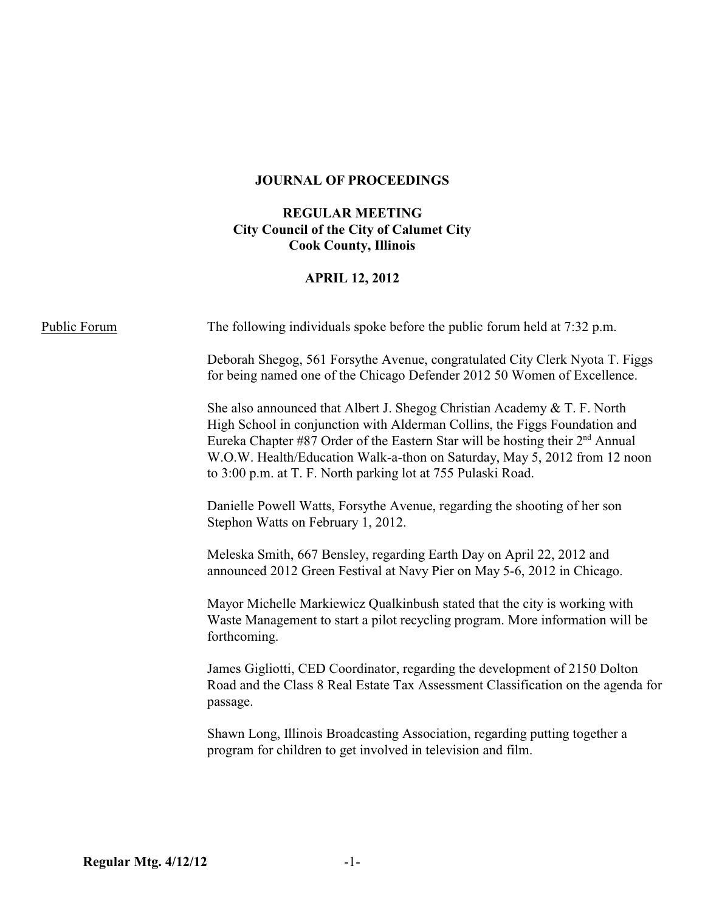**JOURNAL OF PROCEEDINGS**

**REGULAR MEETING**
**City Council of the City of Calumet City**
**Cook County, Illinois**

**APRIL 12, 2012**

Public Forum

The following individuals spoke before the public forum held at 7:32 p.m.

Deborah Shegog, 561 Forsythe Avenue, congratulated City Clerk Nyota T. Figgs for being named one of the Chicago Defender 2012 50 Women of Excellence.

She also announced that Albert J. Shegog Christian Academy & T. F. North High School in conjunction with Alderman Collins, the Figgs Foundation and Eureka Chapter #87 Order of the Eastern Star will be hosting their 2nd Annual W.O.W. Health/Education Walk-a-thon on Saturday, May 5, 2012 from 12 noon to 3:00 p.m. at T. F. North parking lot at 755 Pulaski Road.

Danielle Powell Watts, Forsythe Avenue, regarding the shooting of her son Stephon Watts on February 1, 2012.

Meleska Smith, 667 Bensley, regarding Earth Day on April 22, 2012 and announced 2012 Green Festival at Navy Pier on May 5-6, 2012 in Chicago.

Mayor Michelle Markiewicz Qualkinbush stated that the city is working with Waste Management to start a pilot recycling program. More information will be forthcoming.

James Gigliotti, CED Coordinator, regarding the development of 2150 Dolton Road and the Class 8 Real Estate Tax Assessment Classification on the agenda for passage.

Shawn Long, Illinois Broadcasting Association, regarding putting together a program for children to get involved in television and film.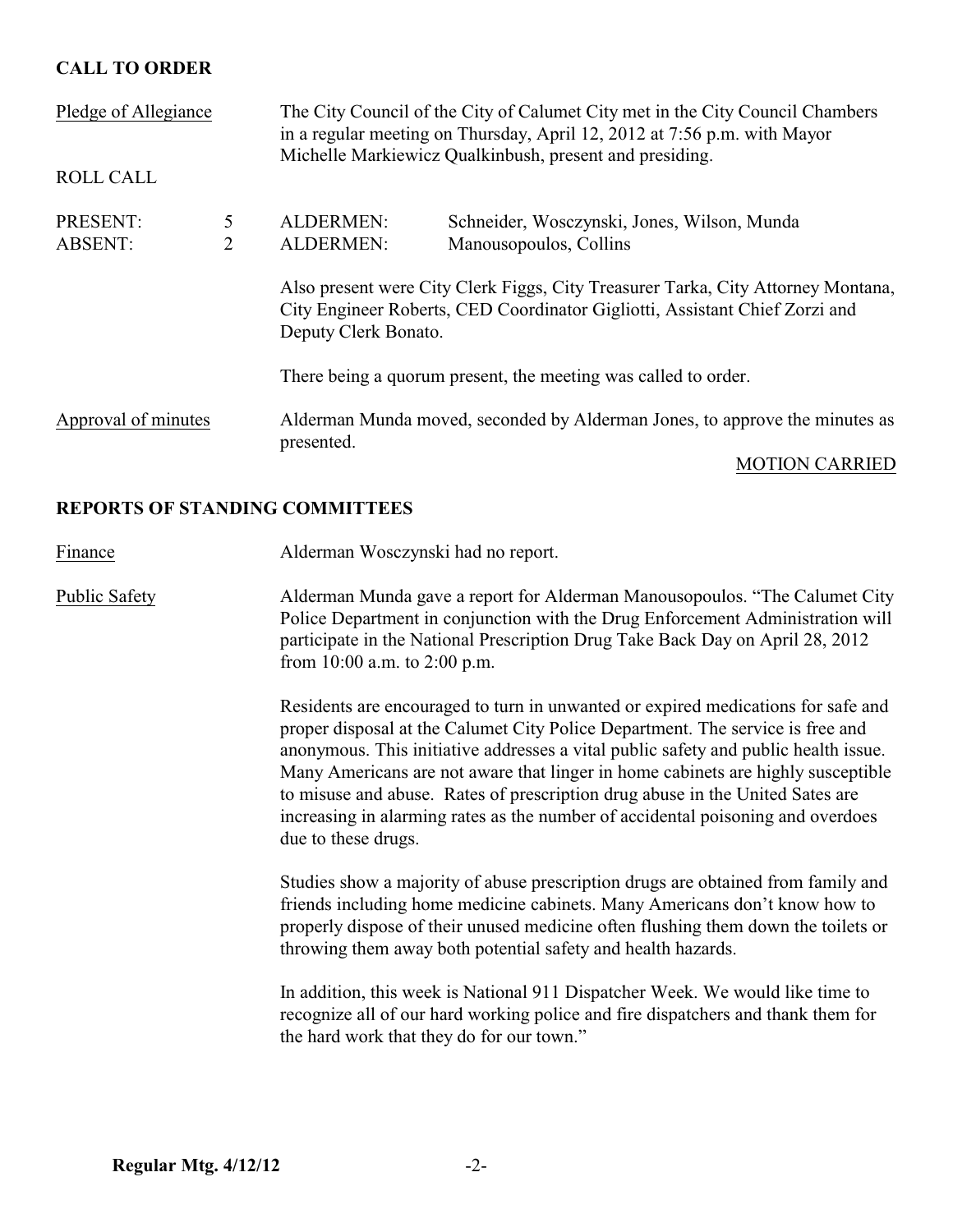## CALL TO ORDER

Pledge of Allegiance

The City Council of the City of Calumet City met in the City Council Chambers in a regular meeting on Thursday, April 12, 2012 at 7:56 p.m. with Mayor Michelle Markiewicz Qualkinbush, present and presiding.

ROLL CALL

| | | | |
|---|---|---|---|
| PRESENT: | 5 | ALDERMEN: | Schneider, Wosczynski, Jones, Wilson, Munda |
| ABSENT: | 2 | ALDERMEN: | Manousopoulos, Collins |

Also present were City Clerk Figgs, City Treasurer Tarka, City Attorney Montana, City Engineer Roberts, CED Coordinator Gigliotti, Assistant Chief Zorzi and Deputy Clerk Bonato.

There being a quorum present, the meeting was called to order.

Approval of minutes

Alderman Munda moved, seconded by Alderman Jones, to approve the minutes as presented.

MOTION CARRIED

## REPORTS OF STANDING COMMITTEES

Finance

Alderman Wosczynski had no report.

Public Safety

Alderman Munda gave a report for Alderman Manousopoulos. "The Calumet City Police Department in conjunction with the Drug Enforcement Administration will participate in the National Prescription Drug Take Back Day on April 28, 2012 from 10:00 a.m. to 2:00 p.m.

Residents are encouraged to turn in unwanted or expired medications for safe and proper disposal at the Calumet City Police Department. The service is free and anonymous. This initiative addresses a vital public safety and public health issue. Many Americans are not aware that linger in home cabinets are highly susceptible to misuse and abuse. Rates of prescription drug abuse in the United Sates are increasing in alarming rates as the number of accidental poisoning and overdoes due to these drugs.

Studies show a majority of abuse prescription drugs are obtained from family and friends including home medicine cabinets. Many Americans don't know how to properly dispose of their unused medicine often flushing them down the toilets or throwing them away both potential safety and health hazards.

In addition, this week is National 911 Dispatcher Week. We would like time to recognize all of our hard working police and fire dispatchers and thank them for the hard work that they do for our town."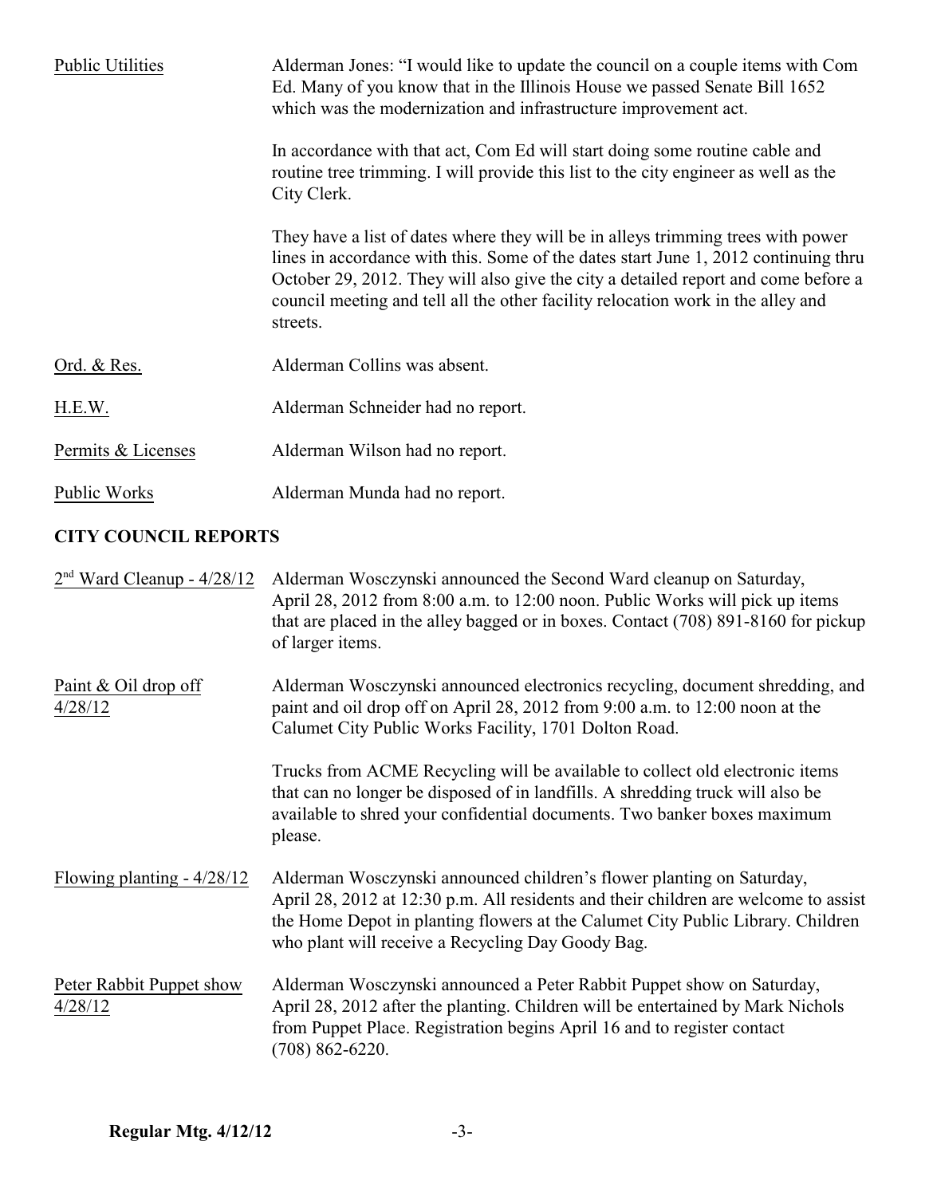Public Utilities

Alderman Jones: "I would like to update the council on a couple items with Com Ed. Many of you know that in the Illinois House we passed Senate Bill 1652 which was the modernization and infrastructure improvement act.

In accordance with that act, Com Ed will start doing some routine cable and routine tree trimming. I will provide this list to the city engineer as well as the City Clerk.

They have a list of dates where they will be in alleys trimming trees with power lines in accordance with this. Some of the dates start June 1, 2012 continuing thru October 29, 2012. They will also give the city a detailed report and come before a council meeting and tell all the other facility relocation work in the alley and streets.

Ord. & Res.

Alderman Collins was absent.

H.E.W.

Alderman Schneider had no report.

Permits & Licenses

Alderman Wilson had no report.

Public Works

Alderman Munda had no report.

## CITY COUNCIL REPORTS

2nd Ward Cleanup - 4/28/12

Alderman Wosczynski announced the Second Ward cleanup on Saturday, April 28, 2012 from 8:00 a.m. to 12:00 noon. Public Works will pick up items that are placed in the alley bagged or in boxes. Contact (708) 891-8160 for pickup of larger items.

Paint & Oil drop off 4/28/12

Alderman Wosczynski announced electronics recycling, document shredding, and paint and oil drop off on April 28, 2012 from 9:00 a.m. to 12:00 noon at the Calumet City Public Works Facility, 1701 Dolton Road.

Trucks from ACME Recycling will be available to collect old electronic items that can no longer be disposed of in landfills. A shredding truck will also be available to shred your confidential documents. Two banker boxes maximum please.

Flowing planting - 4/28/12

Alderman Wosczynski announced children's flower planting on Saturday, April 28, 2012 at 12:30 p.m. All residents and their children are welcome to assist the Home Depot in planting flowers at the Calumet City Public Library. Children who plant will receive a Recycling Day Goody Bag.

Peter Rabbit Puppet show 4/28/12

Alderman Wosczynski announced a Peter Rabbit Puppet show on Saturday, April 28, 2012 after the planting. Children will be entertained by Mark Nichols from Puppet Place. Registration begins April 16 and to register contact (708) 862-6220.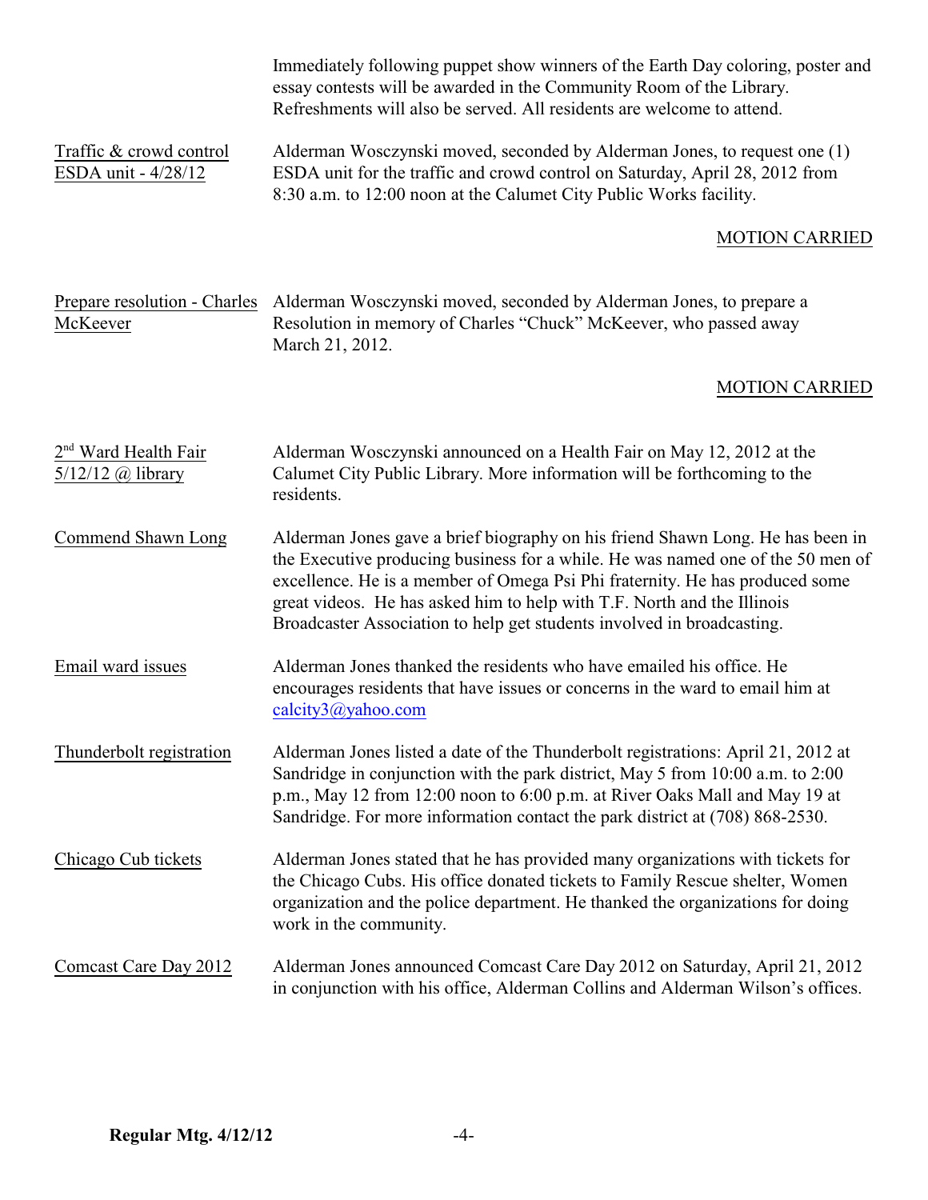Immediately following puppet show winners of the Earth Day coloring, poster and essay contests will be awarded in the Community Room of the Library. Refreshments will also be served. All residents are welcome to attend.

Traffic & crowd control ESDA unit - 4/28/12

Alderman Wosczynski moved, seconded by Alderman Jones, to request one (1) ESDA unit for the traffic and crowd control on Saturday, April 28, 2012 from 8:30 a.m. to 12:00 noon at the Calumet City Public Works facility.

MOTION CARRIED

Prepare resolution - Charles McKeever

Alderman Wosczynski moved, seconded by Alderman Jones, to prepare a Resolution in memory of Charles "Chuck" McKeever, who passed away March 21, 2012.

MOTION CARRIED

2nd Ward Health Fair 5/12/12 @ library

Alderman Wosczynski announced on a Health Fair on May 12, 2012 at the Calumet City Public Library. More information will be forthcoming to the residents.

Commend Shawn Long

Alderman Jones gave a brief biography on his friend Shawn Long. He has been in the Executive producing business for a while. He was named one of the 50 men of excellence. He is a member of Omega Psi Phi fraternity. He has produced some great videos. He has asked him to help with T.F. North and the Illinois Broadcaster Association to help get students involved in broadcasting.

Email ward issues

Alderman Jones thanked the residents who have emailed his office. He encourages residents that have issues or concerns in the ward to email him at calcity3@yahoo.com

Thunderbolt registration

Alderman Jones listed a date of the Thunderbolt registrations: April 21, 2012 at Sandridge in conjunction with the park district, May 5 from 10:00 a.m. to 2:00 p.m., May 12 from 12:00 noon to 6:00 p.m. at River Oaks Mall and May 19 at Sandridge. For more information contact the park district at (708) 868-2530.

Chicago Cub tickets

Alderman Jones stated that he has provided many organizations with tickets for the Chicago Cubs. His office donated tickets to Family Rescue shelter, Women organization and the police department. He thanked the organizations for doing work in the community.

Comcast Care Day 2012

Alderman Jones announced Comcast Care Day 2012 on Saturday, April 21, 2012 in conjunction with his office, Alderman Collins and Alderman Wilson's offices.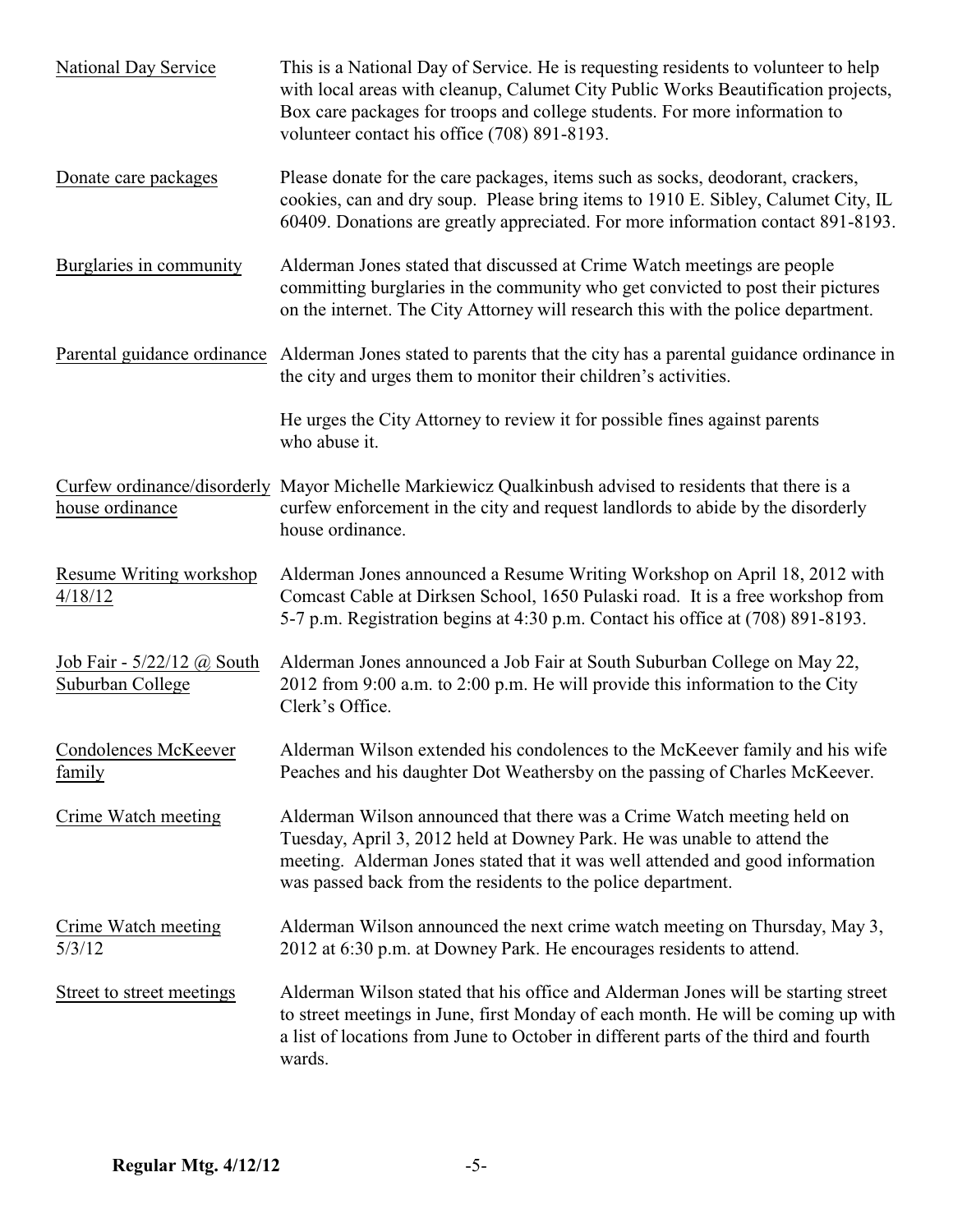<u>National Day Service</u> This is a National Day of Service. He is requesting residents to volunteer to help with local areas with cleanup, Calumet City Public Works Beautification projects, Box care packages for troops and college students. For more information to volunteer contact his office (708) 891-8193.

<u>Donate care packages</u> Please donate for the care packages, items such as socks, deodorant, crackers, cookies, can and dry soup. Please bring items to 1910 E. Sibley, Calumet City, IL 60409. Donations are greatly appreciated. For more information contact 891-8193.

<u>Burglaries in community</u> Alderman Jones stated that discussed at Crime Watch meetings are people committing burglaries in the community who get convicted to post their pictures on the internet. The City Attorney will research this with the police department.

<u>Parental guidance ordinance</u> Alderman Jones stated to parents that the city has a parental guidance ordinance in the city and urges them to monitor their children's activities.

He urges the City Attorney to review it for possible fines against parents who abuse it.

<u>Curfew ordinance/disorderly house ordinance</u> Mayor Michelle Markiewicz Qualkinbush advised to residents that there is a curfew enforcement in the city and request landlords to abide by the disorderly house ordinance.

<u>Resume Writing workshop 4/18/12</u> Alderman Jones announced a Resume Writing Workshop on April 18, 2012 with Comcast Cable at Dirksen School, 1650 Pulaski road. It is a free workshop from 5-7 p.m. Registration begins at 4:30 p.m. Contact his office at (708) 891-8193.

<u>Job Fair - 5/22/12 @ South Suburban College</u> Alderman Jones announced a Job Fair at South Suburban College on May 22, 2012 from 9:00 a.m. to 2:00 p.m. He will provide this information to the City Clerk's Office.

<u>Condolences McKeever family</u> Alderman Wilson extended his condolences to the McKeever family and his wife Peaches and his daughter Dot Weathersby on the passing of Charles McKeever.

<u>Crime Watch meeting</u> Alderman Wilson announced that there was a Crime Watch meeting held on Tuesday, April 3, 2012 held at Downey Park. He was unable to attend the meeting. Alderman Jones stated that it was well attended and good information was passed back from the residents to the police department.

<u>Crime Watch meeting 5/3/12</u> Alderman Wilson announced the next crime watch meeting on Thursday, May 3, 2012 at 6:30 p.m. at Downey Park. He encourages residents to attend.

<u>Street to street meetings</u> Alderman Wilson stated that his office and Alderman Jones will be starting street to street meetings in June, first Monday of each month. He will be coming up with a list of locations from June to October in different parts of the third and fourth wards.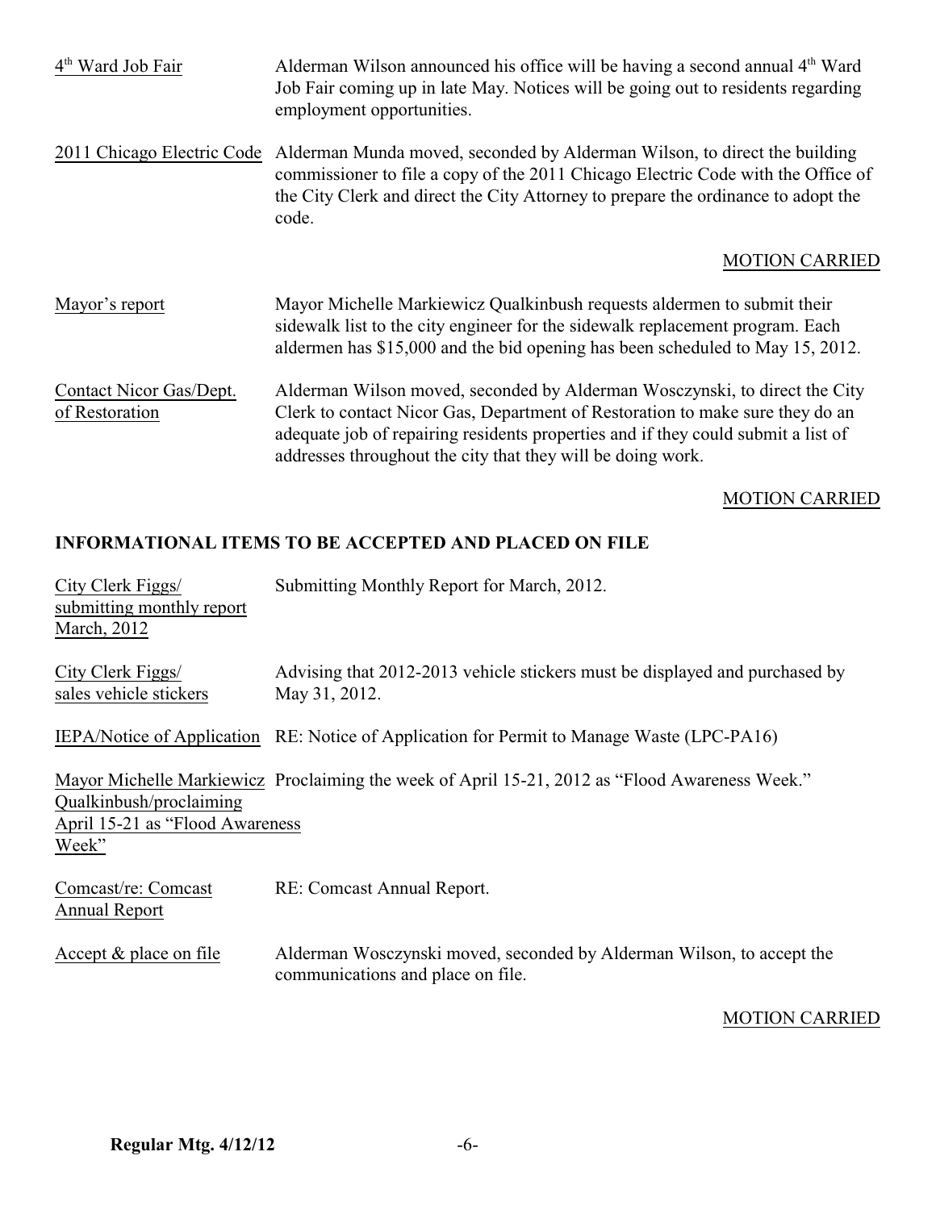4th Ward Job Fair — Alderman Wilson announced his office will be having a second annual 4th Ward Job Fair coming up in late May. Notices will be going out to residents regarding employment opportunities.

2011 Chicago Electric Code — Alderman Munda moved, seconded by Alderman Wilson, to direct the building commissioner to file a copy of the 2011 Chicago Electric Code with the Office of the City Clerk and direct the City Attorney to prepare the ordinance to adopt the code.

MOTION CARRIED

Mayor's report — Mayor Michelle Markiewicz Qualkinbush requests aldermen to submit their sidewalk list to the city engineer for the sidewalk replacement program. Each aldermen has $15,000 and the bid opening has been scheduled to May 15, 2012.

Contact Nicor Gas/Dept. of Restoration — Alderman Wilson moved, seconded by Alderman Wosczynski, to direct the City Clerk to contact Nicor Gas, Department of Restoration to make sure they do an adequate job of repairing residents properties and if they could submit a list of addresses throughout the city that they will be doing work.

MOTION CARRIED

## INFORMATIONAL ITEMS TO BE ACCEPTED AND PLACED ON FILE

City Clerk Figgs/ submitting monthly report March, 2012 — Submitting Monthly Report for March, 2012.

City Clerk Figgs/ sales vehicle stickers — Advising that 2012-2013 vehicle stickers must be displayed and purchased by May 31, 2012.

IEPA/Notice of Application — RE: Notice of Application for Permit to Manage Waste (LPC-PA16)

Mayor Michelle Markiewicz Qualkinbush/proclaiming April 15-21 as "Flood Awareness Week" — Proclaiming the week of April 15-21, 2012 as "Flood Awareness Week."

Comcast/re: Comcast Annual Report — RE: Comcast Annual Report.

Accept & place on file — Alderman Wosczynski moved, seconded by Alderman Wilson, to accept the communications and place on file.

MOTION CARRIED

**Regular Mtg. 4/12/12**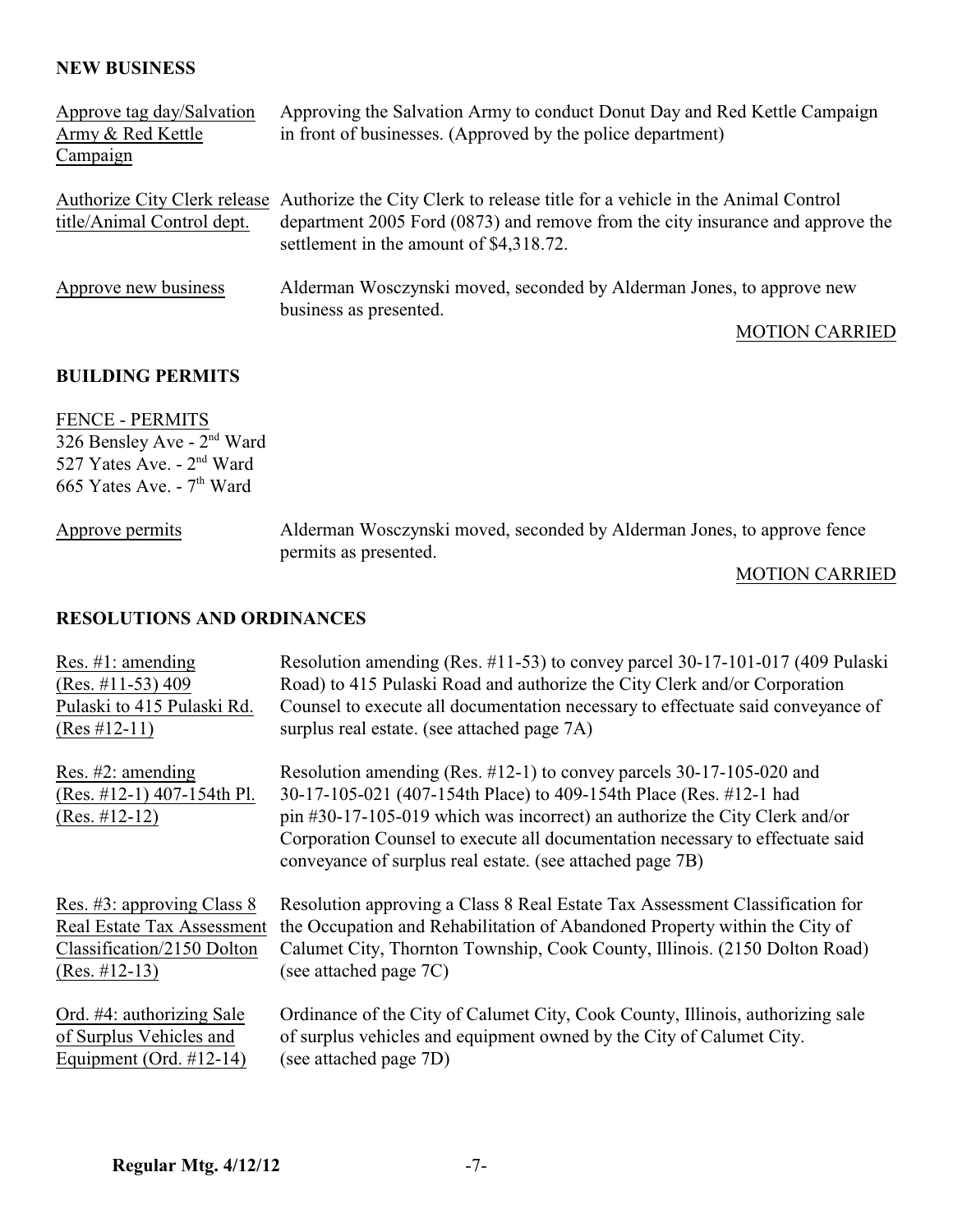**NEW BUSINESS**

| | |
|---|---|
| Approve tag day/Salvation Army & Red Kettle Campaign | Approving the Salvation Army to conduct Donut Day and Red Kettle Campaign in front of businesses. (Approved by the police department) |
| Authorize City Clerk release title/Animal Control dept. | Authorize the City Clerk to release title for a vehicle in the Animal Control department 2005 Ford (0873) and remove from the city insurance and approve the settlement in the amount of $4,318.72. |
| Approve new business | Alderman Wosczynski moved, seconded by Alderman Jones, to approve new business as presented. |

MOTION CARRIED

**BUILDING PERMITS**

FENCE - PERMITS
326 Bensley Ave - 2nd Ward
527 Yates Ave. - 2nd Ward
665 Yates Ave. - 7th Ward

| | |
|---|---|
| Approve permits | Alderman Wosczynski moved, seconded by Alderman Jones, to approve fence permits as presented. |

MOTION CARRIED

**RESOLUTIONS AND ORDINANCES**

| | |
|---|---|
| Res. #1: amending (Res. #11-53) 409 Pulaski to 415 Pulaski Rd. (Res #12-11) | Resolution amending (Res. #11-53) to convey parcel 30-17-101-017 (409 Pulaski Road) to 415 Pulaski Road and authorize the City Clerk and/or Corporation Counsel to execute all documentation necessary to effectuate said conveyance of surplus real estate. (see attached page 7A) |
| Res. #2: amending (Res. #12-1) 407-154th Pl. (Res. #12-12) | Resolution amending (Res. #12-1) to convey parcels 30-17-105-020 and 30-17-105-021 (407-154th Place) to 409-154th Place (Res. #12-1 had pin #30-17-105-019 which was incorrect) an authorize the City Clerk and/or Corporation Counsel to execute all documentation necessary to effectuate said conveyance of surplus real estate. (see attached page 7B) |
| Res. #3: approving Class 8 Real Estate Tax Assessment Classification/2150 Dolton (Res. #12-13) | Resolution approving a Class 8 Real Estate Tax Assessment Classification for the Occupation and Rehabilitation of Abandoned Property within the City of Calumet City, Thornton Township, Cook County, Illinois. (2150 Dolton Road) (see attached page 7C) |
| Ord. #4: authorizing Sale of Surplus Vehicles and Equipment (Ord. #12-14) | Ordinance of the City of Calumet City, Cook County, Illinois, authorizing sale of surplus vehicles and equipment owned by the City of Calumet City. (see attached page 7D) |

**Regular Mtg. 4/12/12**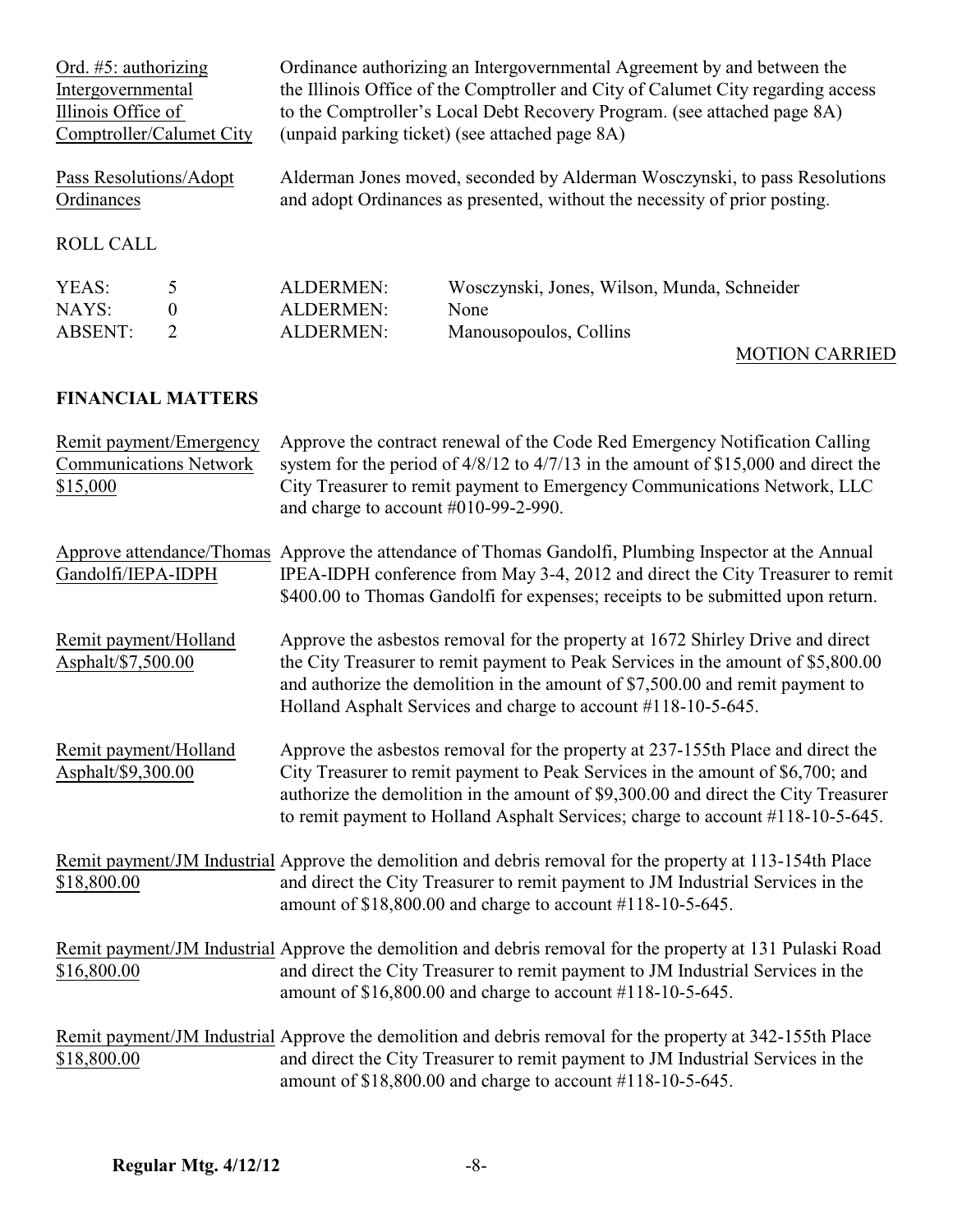| | |
|---|---|
| Ord. #5: authorizing Intergovernmental Illinois Office of Comptroller/Calumet City | Ordinance authorizing an Intergovernmental Agreement by and between the the Illinois Office of the Comptroller and City of Calumet City regarding access to the Comptroller's Local Debt Recovery Program. (see attached page 8A) (unpaid parking ticket) (see attached page 8A) |
| Pass Resolutions/Adopt Ordinances | Alderman Jones moved, seconded by Alderman Wosczynski, to pass Resolutions and adopt Ordinances as presented, without the necessity of prior posting. |

ROLL CALL

| | | | |
|---|---|---|---|
| YEAS: | 5 | ALDERMEN: | Wosczynski, Jones, Wilson, Munda, Schneider |
| NAYS: | 0 | ALDERMEN: | None |
| ABSENT: | 2 | ALDERMEN: | Manousopoulos, Collins |

MOTION CARRIED

**FINANCIAL MATTERS**

| | |
|---|---|
| Remit payment/Emergency Communications Network $15,000 | Approve the contract renewal of the Code Red Emergency Notification Calling system for the period of 4/8/12 to 4/7/13 in the amount of $15,000 and direct the City Treasurer to remit payment to Emergency Communications Network, LLC and charge to account #010-99-2-990. |
| Approve attendance/Thomas Gandolfi/IEPA-IDPH | Approve the attendance of Thomas Gandolfi, Plumbing Inspector at the Annual IPEA-IDPH conference from May 3-4, 2012 and direct the City Treasurer to remit $400.00 to Thomas Gandolfi for expenses; receipts to be submitted upon return. |
| Remit payment/Holland Asphalt/$7,500.00 | Approve the asbestos removal for the property at 1672 Shirley Drive and direct the City Treasurer to remit payment to Peak Services in the amount of $5,800.00 and authorize the demolition in the amount of $7,500.00 and remit payment to Holland Asphalt Services and charge to account #118-10-5-645. |
| Remit payment/Holland Asphalt/$9,300.00 | Approve the asbestos removal for the property at 237-155th Place and direct the City Treasurer to remit payment to Peak Services in the amount of $6,700; and authorize the demolition in the amount of $9,300.00 and direct the City Treasurer to remit payment to Holland Asphalt Services; charge to account #118-10-5-645. |
| Remit payment/JM Industrial $18,800.00 | Approve the demolition and debris removal for the property at 113-154th Place and direct the City Treasurer to remit payment to JM Industrial Services in the amount of $18,800.00 and charge to account #118-10-5-645. |
| Remit payment/JM Industrial $16,800.00 | Approve the demolition and debris removal for the property at 131 Pulaski Road and direct the City Treasurer to remit payment to JM Industrial Services in the amount of $16,800.00 and charge to account #118-10-5-645. |
| Remit payment/JM Industrial $18,800.00 | Approve the demolition and debris removal for the property at 342-155th Place and direct the City Treasurer to remit payment to JM Industrial Services in the amount of $18,800.00 and charge to account #118-10-5-645. |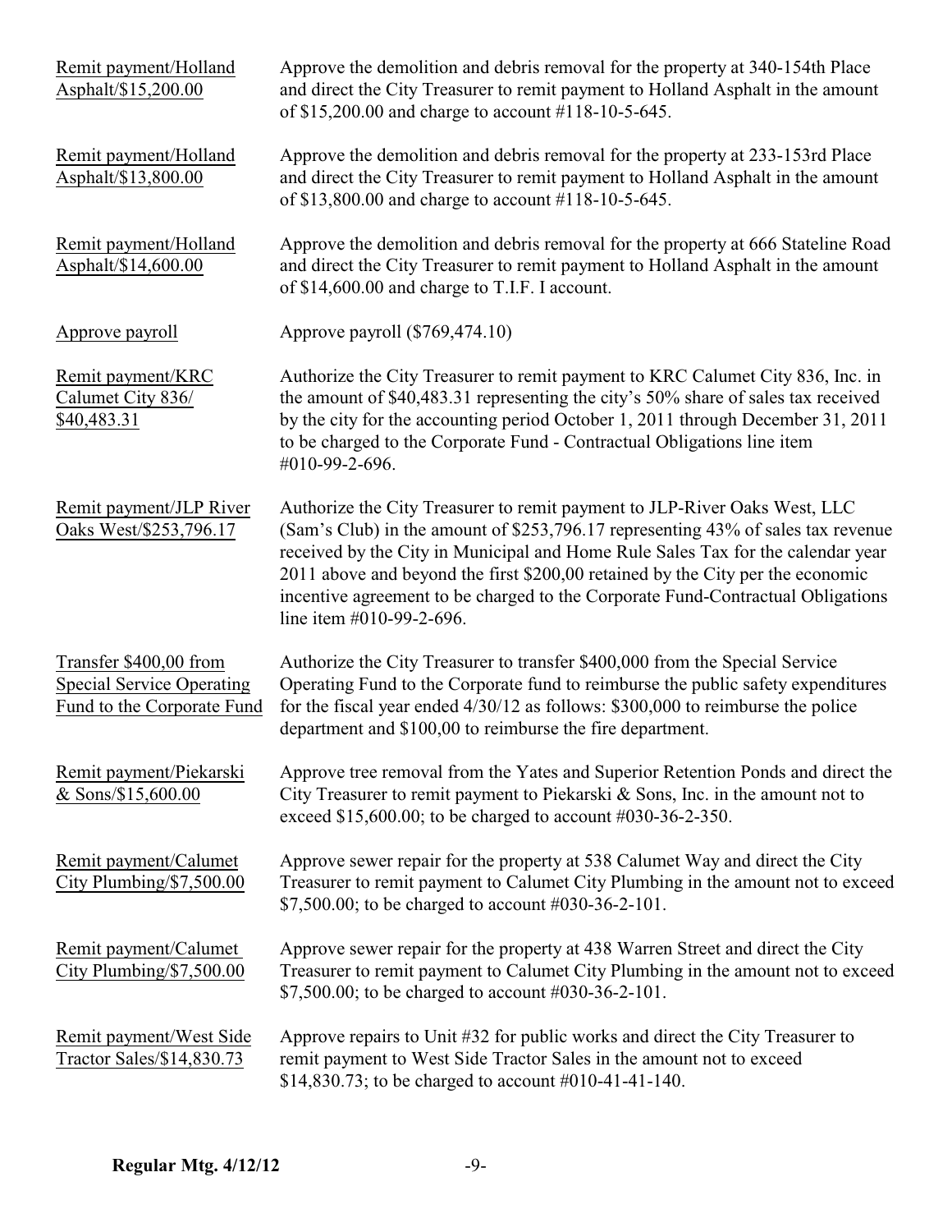Remit payment/Holland Asphalt/$15,200.00

Approve the demolition and debris removal for the property at 340-154th Place and direct the City Treasurer to remit payment to Holland Asphalt in the amount of $15,200.00 and charge to account #118-10-5-645.

Remit payment/Holland Asphalt/$13,800.00

Approve the demolition and debris removal for the property at 233-153rd Place and direct the City Treasurer to remit payment to Holland Asphalt in the amount of $13,800.00 and charge to account #118-10-5-645.

Remit payment/Holland Asphalt/$14,600.00

Approve the demolition and debris removal for the property at 666 Stateline Road and direct the City Treasurer to remit payment to Holland Asphalt in the amount of $14,600.00 and charge to T.I.F. I account.

Approve payroll

Approve payroll ($769,474.10)

Remit payment/KRC Calumet City 836/ $40,483.31

Authorize the City Treasurer to remit payment to KRC Calumet City 836, Inc. in the amount of $40,483.31 representing the city's 50% share of sales tax received by the city for the accounting period October 1, 2011 through December 31, 2011 to be charged to the Corporate Fund - Contractual Obligations line item #010-99-2-696.

Remit payment/JLP River Oaks West/$253,796.17

Authorize the City Treasurer to remit payment to JLP-River Oaks West, LLC (Sam's Club) in the amount of $253,796.17 representing 43% of sales tax revenue received by the City in Municipal and Home Rule Sales Tax for the calendar year 2011 above and beyond the first $200,00 retained by the City per the economic incentive agreement to be charged to the Corporate Fund-Contractual Obligations line item #010-99-2-696.

Transfer $400,00 from Special Service Operating Fund to the Corporate Fund

Authorize the City Treasurer to transfer $400,000 from the Special Service Operating Fund to the Corporate fund to reimburse the public safety expenditures for the fiscal year ended 4/30/12 as follows: $300,000 to reimburse the police department and $100,00 to reimburse the fire department.

Remit payment/Piekarski & Sons/$15,600.00

Approve tree removal from the Yates and Superior Retention Ponds and direct the City Treasurer to remit payment to Piekarski & Sons, Inc. in the amount not to exceed $15,600.00; to be charged to account #030-36-2-350.

Remit payment/Calumet City Plumbing/$7,500.00

Approve sewer repair for the property at 538 Calumet Way and direct the City Treasurer to remit payment to Calumet City Plumbing in the amount not to exceed $7,500.00; to be charged to account #030-36-2-101.

Remit payment/Calumet City Plumbing/$7,500.00

Approve sewer repair for the property at 438 Warren Street and direct the City Treasurer to remit payment to Calumet City Plumbing in the amount not to exceed $7,500.00; to be charged to account #030-36-2-101.

Remit payment/West Side Tractor Sales/$14,830.73

Approve repairs to Unit #32 for public works and direct the City Treasurer to remit payment to West Side Tractor Sales in the amount not to exceed $14,830.73; to be charged to account #010-41-41-140.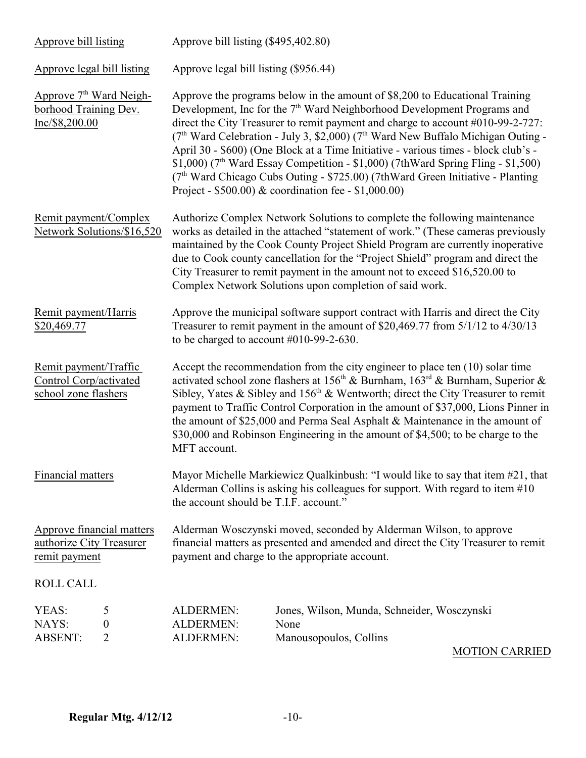Approve bill listing — Approve bill listing ($495,402.80)

Approve legal bill listing — Approve legal bill listing ($956.44)

Approve 7th Ward Neighborhood Training Dev. Inc/$8,200.00 — Approve the programs below in the amount of $8,200 to Educational Training Development, Inc for the 7th Ward Neighborhood Development Programs and direct the City Treasurer to remit payment and charge to account #010-99-2-727: (7th Ward Celebration - July 3, $2,000) (7th Ward New Buffalo Michigan Outing - April 30 - $600) (One Block at a Time Initiative - various times - block club's - $1,000) (7th Ward Essay Competition - $1,000) (7thWard Spring Fling - $1,500) (7th Ward Chicago Cubs Outing - $725.00) (7thWard Green Initiative - Planting Project - $500.00) & coordination fee - $1,000.00)

Remit payment/Complex Network Solutions/$16,520 — Authorize Complex Network Solutions to complete the following maintenance works as detailed in the attached "statement of work." (These cameras previously maintained by the Cook County Project Shield Program are currently inoperative due to Cook county cancellation for the "Project Shield" program and direct the City Treasurer to remit payment in the amount not to exceed $16,520.00 to Complex Network Solutions upon completion of said work.

Remit payment/Harris $20,469.77 — Approve the municipal software support contract with Harris and direct the City Treasurer to remit payment in the amount of $20,469.77 from 5/1/12 to 4/30/13 to be charged to account #010-99-2-630.

Remit payment/Traffic Control Corp/activated school zone flashers — Accept the recommendation from the city engineer to place ten (10) solar time activated school zone flashers at 156th & Burnham, 163rd & Burnham, Superior & Sibley, Yates & Sibley and 156th & Wentworth; direct the City Treasurer to remit payment to Traffic Control Corporation in the amount of $37,000, Lions Pinner in the amount of $25,000 and Perma Seal Asphalt & Maintenance in the amount of $30,000 and Robinson Engineering in the amount of $4,500; to be charge to the MFT account.

Financial matters — Mayor Michelle Markiewicz Qualkinbush: "I would like to say that item #21, that Alderman Collins is asking his colleagues for support. With regard to item #10 the account should be T.I.F. account."

Approve financial matters authorize City Treasurer remit payment — Alderman Wosczynski moved, seconded by Alderman Wilson, to approve financial matters as presented and amended and direct the City Treasurer to remit payment and charge to the appropriate account.

ROLL CALL

| | | | |
|---|---|---|---|
| YEAS: | 5 | ALDERMEN: | Jones, Wilson, Munda, Schneider, Wosczynski |
| NAYS: | 0 | ALDERMEN: | None |
| ABSENT: | 2 | ALDERMEN: | Manousopoulos, Collins |

MOTION CARRIED

**Regular Mtg. 4/12/12**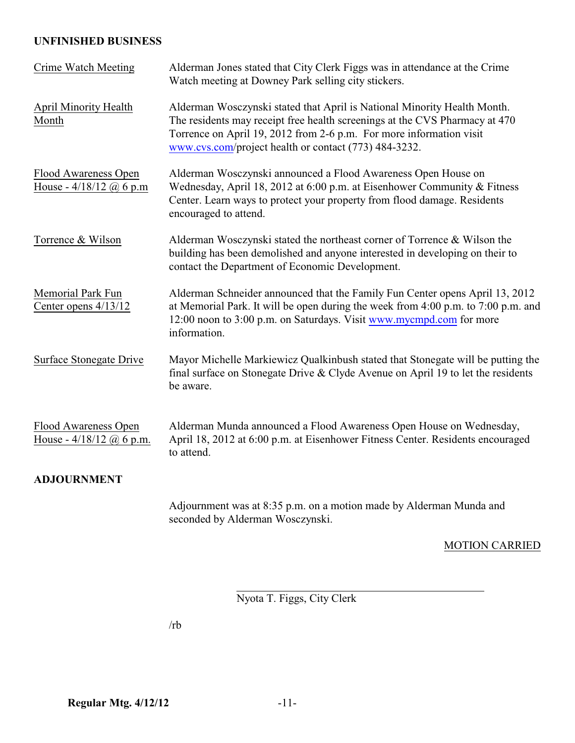**UNFINISHED BUSINESS**

Crime Watch Meeting — Alderman Jones stated that City Clerk Figgs was in attendance at the Crime Watch meeting at Downey Park selling city stickers.

April Minority Health Month — Alderman Wosczynski stated that April is National Minority Health Month. The residents may receipt free health screenings at the CVS Pharmacy at 470 Torrence on April 19, 2012 from 2-6 p.m. For more information visit www.cvs.com/project health or contact (773) 484-3232.

Flood Awareness Open House - 4/18/12 @ 6 p.m — Alderman Wosczynski announced a Flood Awareness Open House on Wednesday, April 18, 2012 at 6:00 p.m. at Eisenhower Community & Fitness Center. Learn ways to protect your property from flood damage. Residents encouraged to attend.

Torrence & Wilson — Alderman Wosczynski stated the northeast corner of Torrence & Wilson the building has been demolished and anyone interested in developing on their to contact the Department of Economic Development.

Memorial Park Fun Center opens 4/13/12 — Alderman Schneider announced that the Family Fun Center opens April 13, 2012 at Memorial Park. It will be open during the week from 4:00 p.m. to 7:00 p.m. and 12:00 noon to 3:00 p.m. on Saturdays. Visit www.mycmpd.com for more information.

Surface Stonegate Drive — Mayor Michelle Markiewicz Qualkinbush stated that Stonegate will be putting the final surface on Stonegate Drive & Clyde Avenue on April 19 to let the residents be aware.

Flood Awareness Open House - 4/18/12 @ 6 p.m. — Alderman Munda announced a Flood Awareness Open House on Wednesday, April 18, 2012 at 6:00 p.m. at Eisenhower Fitness Center. Residents encouraged to attend.

**ADJOURNMENT**

Adjournment was at 8:35 p.m. on a motion made by Alderman Munda and seconded by Alderman Wosczynski.

MOTION CARRIED

Nyota T. Figgs, City Clerk

/rb

**Regular Mtg. 4/12/12**